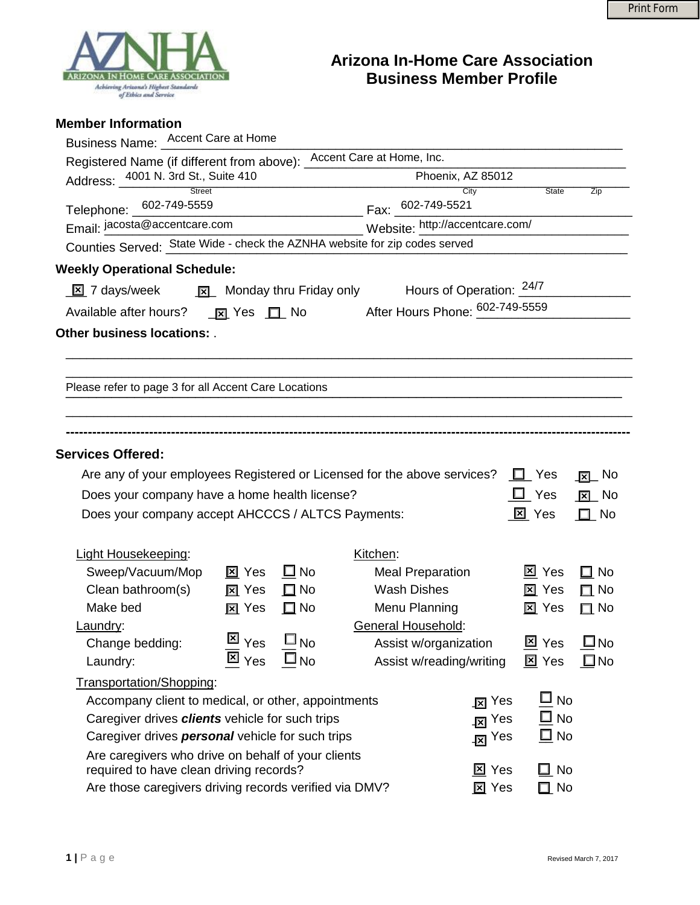Print Form

# Arizona In-Home Care Association
# Business Member Profile

## Member Information

Business Name: Accent Care at Home

Registered Name (if different from above): Accent Care at Home, Inc.

Address: 4001 N. 3rd St., Suite 410 (Street) Phoenix, AZ 85012 (City, State, Zip)

Telephone: 602-749-5559 Fax: 602-749-5521

Email: jacosta@accentcare.com Website: http://accentcare.com/

Counties Served: State Wide - check the AZNHA website for zip codes served

## Weekly Operational Schedule:

☒ 7 days/week ☒ Monday thru Friday only Hours of Operation: 24/7

Available after hours? ☒ Yes ☐ No After Hours Phone: 602-749-5559

## Other business locations: .

Please refer to page 3 for all Accent Care Locations

---

## Services Offered:

| Question | Yes | No |
|---|---|---|
| Are any of your employees Registered or Licensed for the above services? | ☐ | ☒ |
| Does your company have a home health license? | ☐ | ☒ |
| Does your company accept AHCCCS / ALTCS Payments: | ☒ | ☐ |

| Light Housekeeping: | Yes | No | Kitchen: | Yes | No |
|---|---|---|---|---|---|
| Sweep/Vacuum/Mop | ☒ | ☐ | Meal Preparation | ☒ | ☐ |
| Clean bathroom(s) | ☒ | ☐ | Wash Dishes | ☒ | ☐ |
| Make bed | ☒ | ☐ | Menu Planning | ☒ | ☐ |
| **Laundry:** | | | **General Household:** | | |
| Change bedding: | ☒ | ☐ | Assist w/organization | ☒ | ☐ |
| Laundry: | ☒ | ☐ | Assist w/reading/writing | ☒ | ☐ |

| Transportation/Shopping: | Yes | No |
|---|---|---|
| Accompany client to medical, or other, appointments | ☒ | ☐ |
| Caregiver drives ***clients*** vehicle for such trips | ☒ | ☐ |
| Caregiver drives ***personal*** vehicle for such trips | ☒ | ☐ |
| Are caregivers who drive on behalf of your clients required to have clean driving records? | ☒ | ☐ |
| Are those caregivers driving records verified via DMV? | ☒ | ☐ |

Revised March 7, 2017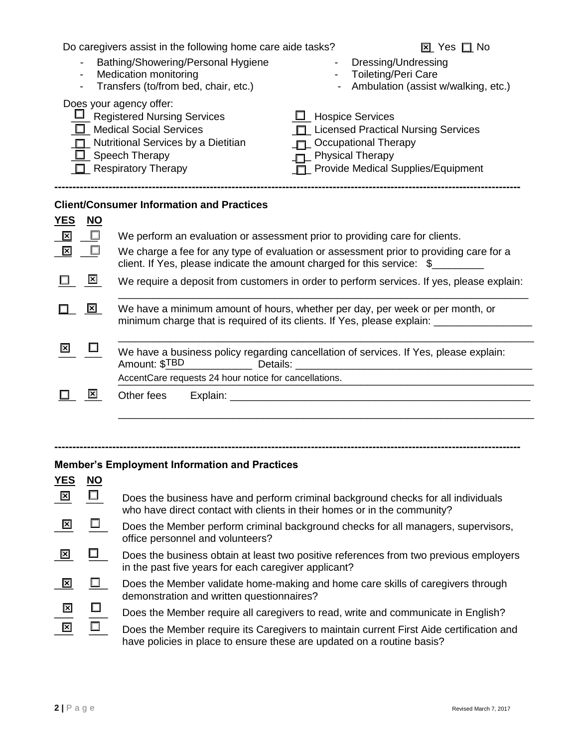Do caregivers assist in the following home care aide tasks? ☒ Yes ☐ No

- Bathing/Showering/Personal Hygiene
- Medication monitoring
- Transfers (to/from bed, chair, etc.)
- Dressing/Undressing
- Toileting/Peri Care
- Ambulation (assist w/walking, etc.)

Does your agency offer:

- ☐ Registered Nursing Services
- ☐ Medical Social Services
- ☐ Nutritional Services by a Dietitian
- ☐ Speech Therapy
- ☐ Respiratory Therapy
- ☐ Hospice Services
- ☐ Licensed Practical Nursing Services
- ☐ Occupational Therapy
- ☐ Physical Therapy
- ☐ Provide Medical Supplies/Equipment

---

## Client/Consumer Information and Practices

| YES | NO | |
|---|---|---|
| ☒ | ☐ | We perform an evaluation or assessment prior to providing care for clients. |
| ☒ | ☐ | We charge a fee for any type of evaluation or assessment prior to providing care for a client. If Yes, please indicate the amount charged for this service: $_________ |
| ☐ | ☒ | We require a deposit from customers in order to perform services. If yes, please explain: ________________________________ |
| ☐ | ☒ | We have a minimum amount of hours, whether per day, per week or per month, or minimum charge that is required of its clients. If Yes, please explain: ________________ |
| ☒ | ☐ | We have a business policy regarding cancellation of services. If Yes, please explain: Amount: $TBD Details: ________________ AccentCare requests 24 hour notice for cancellations. |
| ☐ | ☒ | Other fees Explain: ________________________________ |

---

## Member's Employment Information and Practices

| YES | NO | |
|---|---|---|
| ☒ | ☐ | Does the business have and perform criminal background checks for all individuals who have direct contact with clients in their homes or in the community? |
| ☒ | ☐ | Does the Member perform criminal background checks for all managers, supervisors, office personnel and volunteers? |
| ☒ | ☐ | Does the business obtain at least two positive references from two previous employers in the past five years for each caregiver applicant? |
| ☒ | ☐ | Does the Member validate home-making and home care skills of caregivers through demonstration and written questionnaires? |
| ☒ | ☐ | Does the Member require all caregivers to read, write and communicate in English? |
| ☒ | ☐ | Does the Member require its Caregivers to maintain current First Aide certification and have policies in place to ensure these are updated on a routine basis? |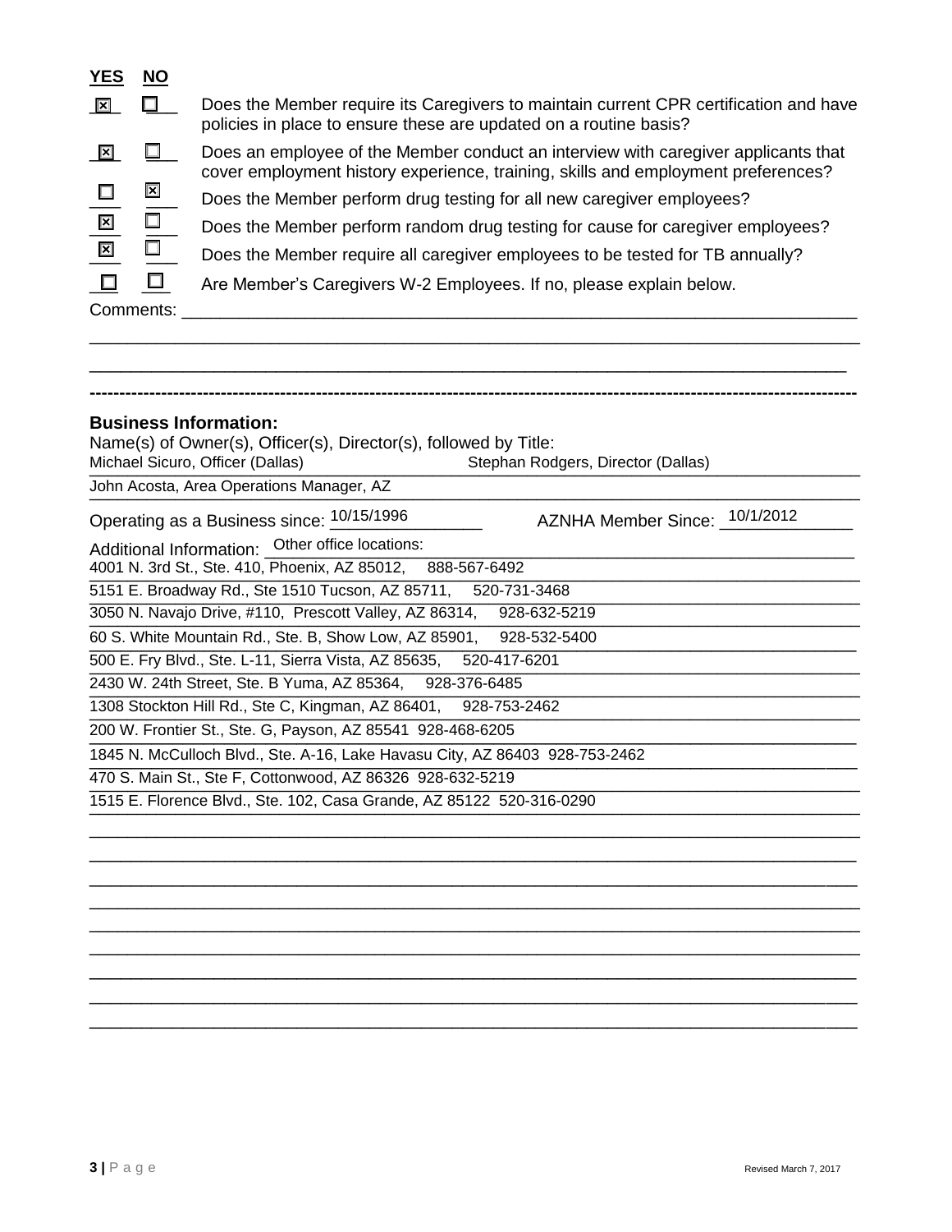| YES | NO | |
|---|---|---|
| ☒ | ☐ | Does the Member require its Caregivers to maintain current CPR certification and have policies in place to ensure these are updated on a routine basis? |
| ☒ | ☐ | Does an employee of the Member conduct an interview with caregiver applicants that cover employment history experience, training, skills and employment preferences? |
| ☐ | ☒ | Does the Member perform drug testing for all new caregiver employees? |
| ☒ | ☐ | Does the Member perform random drug testing for cause for caregiver employees? |
| ☒ | ☐ | Does the Member require all caregiver employees to be tested for TB annually? |
| ☐ | ☐ | Are Member's Caregivers W-2 Employees. If no, please explain below. |

Comments: \_\_\_\_\_\_\_\_\_\_\_\_\_\_\_\_\_\_\_\_\_\_\_\_\_\_\_\_\_\_\_\_\_\_\_\_\_\_\_\_\_\_\_\_\_\_\_\_

---

**Business Information:**

Name(s) of Owner(s), Officer(s), Director(s), followed by Title:

Michael Sicuro, Officer (Dallas) Stephan Rodgers, Director (Dallas)

John Acosta, Area Operations Manager, AZ

Operating as a Business since: 10/15/1996 AZNHA Member Since: 10/1/2012

Additional Information: Other office locations:

4001 N. 3rd St., Ste. 410, Phoenix, AZ 85012, 888-567-6492

5151 E. Broadway Rd., Ste 1510 Tucson, AZ 85711, 520-731-3468

3050 N. Navajo Drive, #110, Prescott Valley, AZ 86314, 928-632-5219

60 S. White Mountain Rd., Ste. B, Show Low, AZ 85901, 928-532-5400

500 E. Fry Blvd., Ste. L-11, Sierra Vista, AZ 85635, 520-417-6201

2430 W. 24th Street, Ste. B Yuma, AZ 85364, 928-376-6485

1308 Stockton Hill Rd., Ste C, Kingman, AZ 86401, 928-753-2462

200 W. Frontier St., Ste. G, Payson, AZ 85541 928-468-6205

1845 N. McCulloch Blvd., Ste. A-16, Lake Havasu City, AZ 86403 928-753-2462

470 S. Main St., Ste F, Cottonwood, AZ 86326 928-632-5219

1515 E. Florence Blvd., Ste. 102, Casa Grande, AZ 85122 520-316-0290

Revised March 7, 2017